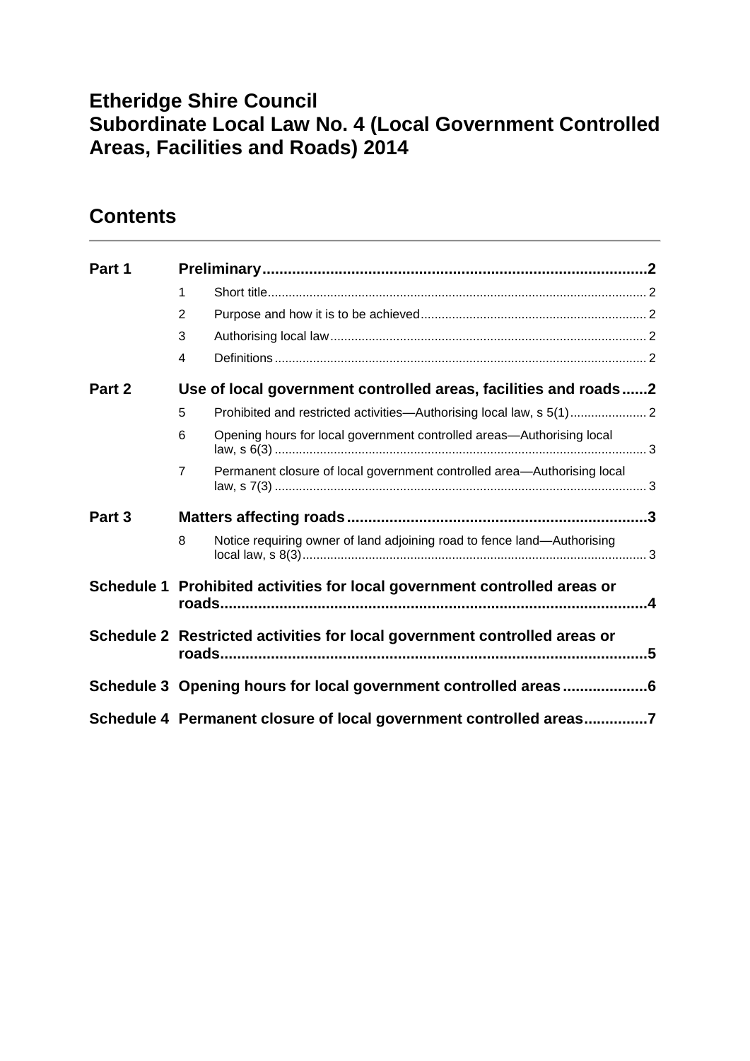# Etheridge Shire Council
# Subordinate Local Law No. 4 (Local Government Controlled Areas, Facilities and Roads) 2014

## Contents

**Part 1 Preliminary** .......... 2

- 1 Short title .......... 2
- 2 Purpose and how it is to be achieved .......... 2
- 3 Authorising local law .......... 2
- 4 Definitions .......... 2

**Part 2 Use of local government controlled areas, facilities and roads** .......... 2

- 5 Prohibited and restricted activities—Authorising local law, s 5(1) .......... 2
- 6 Opening hours for local government controlled areas—Authorising local law, s 6(3) .......... 3
- 7 Permanent closure of local government controlled area—Authorising local law, s 7(3) .......... 3

**Part 3 Matters affecting roads** .......... 3

- 8 Notice requiring owner of land adjoining road to fence land—Authorising local law, s 8(3) .......... 3

**Schedule 1 Prohibited activities for local government controlled areas or roads** .......... 4

**Schedule 2 Restricted activities for local government controlled areas or roads** .......... 5

**Schedule 3 Opening hours for local government controlled areas** .......... 6

**Schedule 4 Permanent closure of local government controlled areas** .......... 7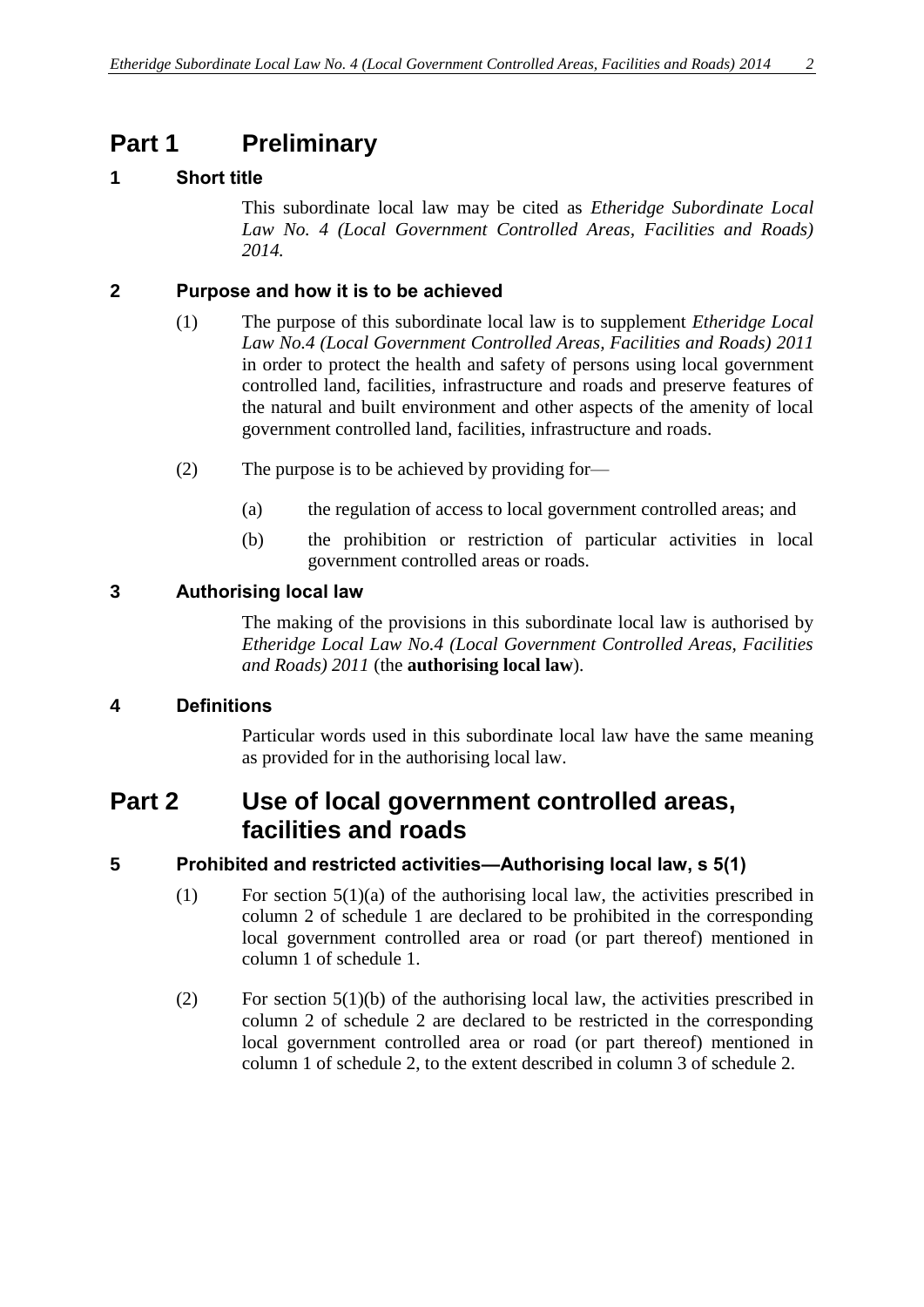# Part 1 Preliminary

## 1 Short title

This subordinate local law may be cited as *Etheridge Subordinate Local Law No. 4 (Local Government Controlled Areas, Facilities and Roads) 2014.*

## 2 Purpose and how it is to be achieved

(1) The purpose of this subordinate local law is to supplement *Etheridge Local Law No.4 (Local Government Controlled Areas, Facilities and Roads) 2011* in order to protect the health and safety of persons using local government controlled land, facilities, infrastructure and roads and preserve features of the natural and built environment and other aspects of the amenity of local government controlled land, facilities, infrastructure and roads.

(2) The purpose is to be achieved by providing for—

(a) the regulation of access to local government controlled areas; and

(b) the prohibition or restriction of particular activities in local government controlled areas or roads.

## 3 Authorising local law

The making of the provisions in this subordinate local law is authorised by *Etheridge Local Law No.4 (Local Government Controlled Areas, Facilities and Roads) 2011* (the **authorising local law**).

## 4 Definitions

Particular words used in this subordinate local law have the same meaning as provided for in the authorising local law.

# Part 2 Use of local government controlled areas, facilities and roads

## 5 Prohibited and restricted activities—Authorising local law, s 5(1)

(1) For section 5(1)(a) of the authorising local law, the activities prescribed in column 2 of schedule 1 are declared to be prohibited in the corresponding local government controlled area or road (or part thereof) mentioned in column 1 of schedule 1.

(2) For section 5(1)(b) of the authorising local law, the activities prescribed in column 2 of schedule 2 are declared to be restricted in the corresponding local government controlled area or road (or part thereof) mentioned in column 1 of schedule 2, to the extent described in column 3 of schedule 2.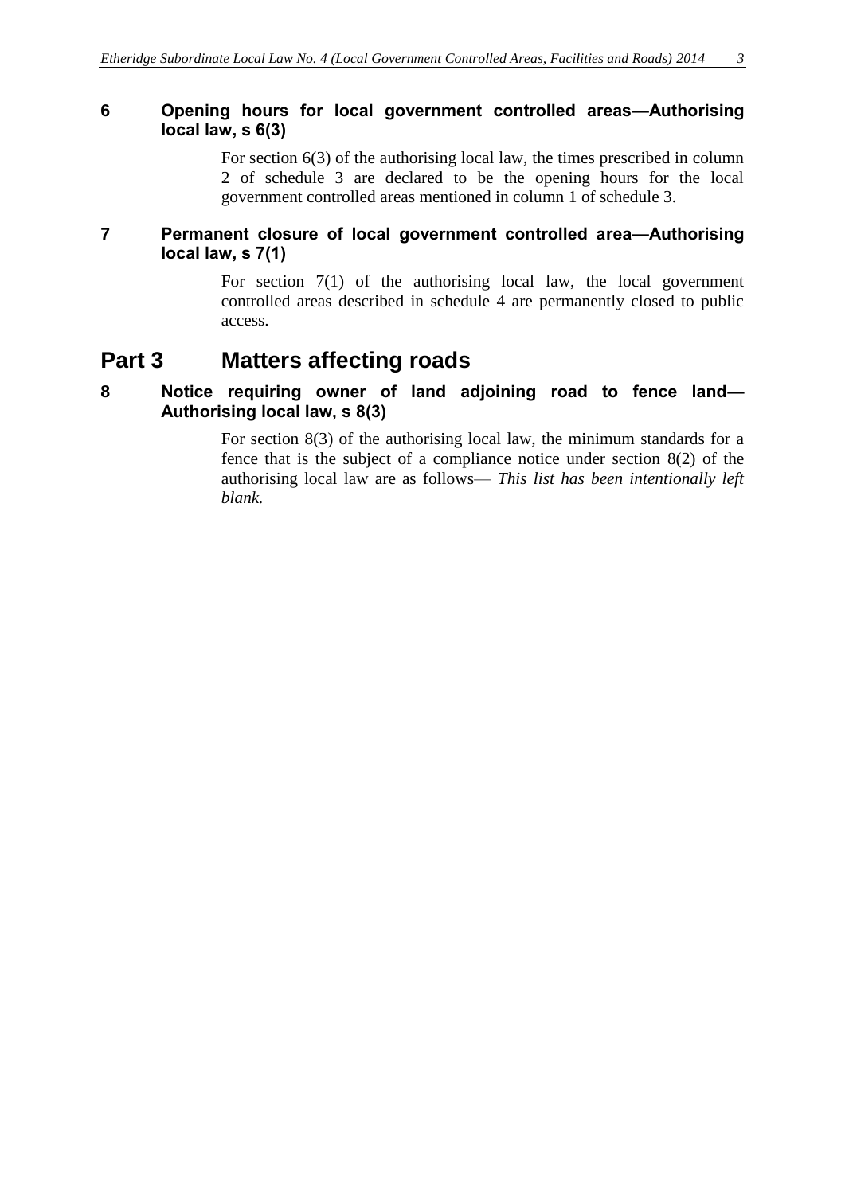### 6 Opening hours for local government controlled areas—Authorising local law, s 6(3)

For section 6(3) of the authorising local law, the times prescribed in column 2 of schedule 3 are declared to be the opening hours for the local government controlled areas mentioned in column 1 of schedule 3.

### 7 Permanent closure of local government controlled area—Authorising local law, s 7(1)

For section 7(1) of the authorising local law, the local government controlled areas described in schedule 4 are permanently closed to public access.

## Part 3 Matters affecting roads

### 8 Notice requiring owner of land adjoining road to fence land—Authorising local law, s 8(3)

For section 8(3) of the authorising local law, the minimum standards for a fence that is the subject of a compliance notice under section 8(2) of the authorising local law are as follows— *This list has been intentionally left blank.*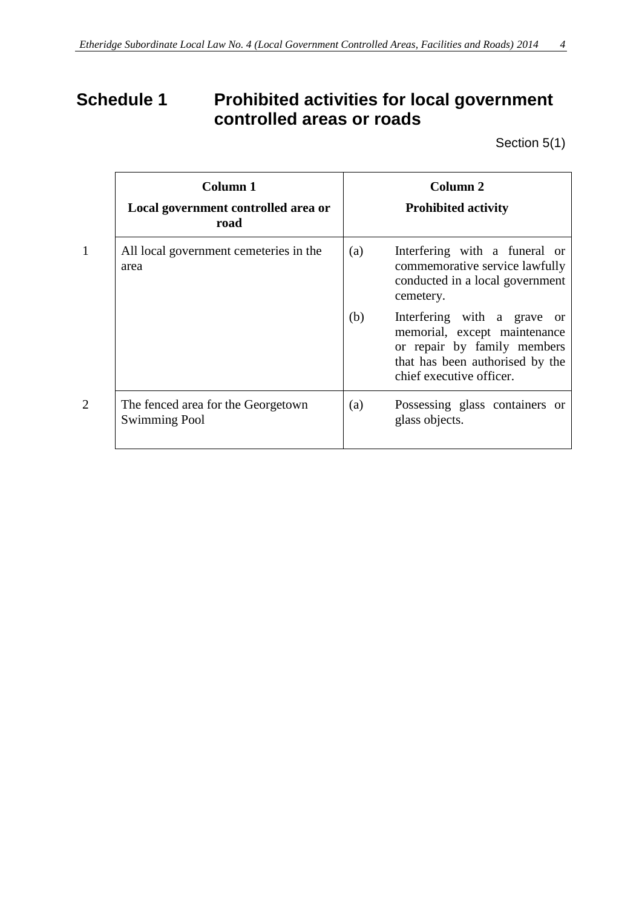# Schedule 1 Prohibited activities for local government controlled areas or roads

Section 5(1)

| | Column 1<br>Local government controlled area or road | Column 2<br>Prohibited activity |
|---|---|---|
| 1 | All local government cemeteries in the area | (a) Interfering with a funeral or commemorative service lawfully conducted in a local government cemetery.<br>(b) Interfering with a grave or memorial, except maintenance or repair by family members that has been authorised by the chief executive officer. |
| 2 | The fenced area for the Georgetown Swimming Pool | (a) Possessing glass containers or glass objects. |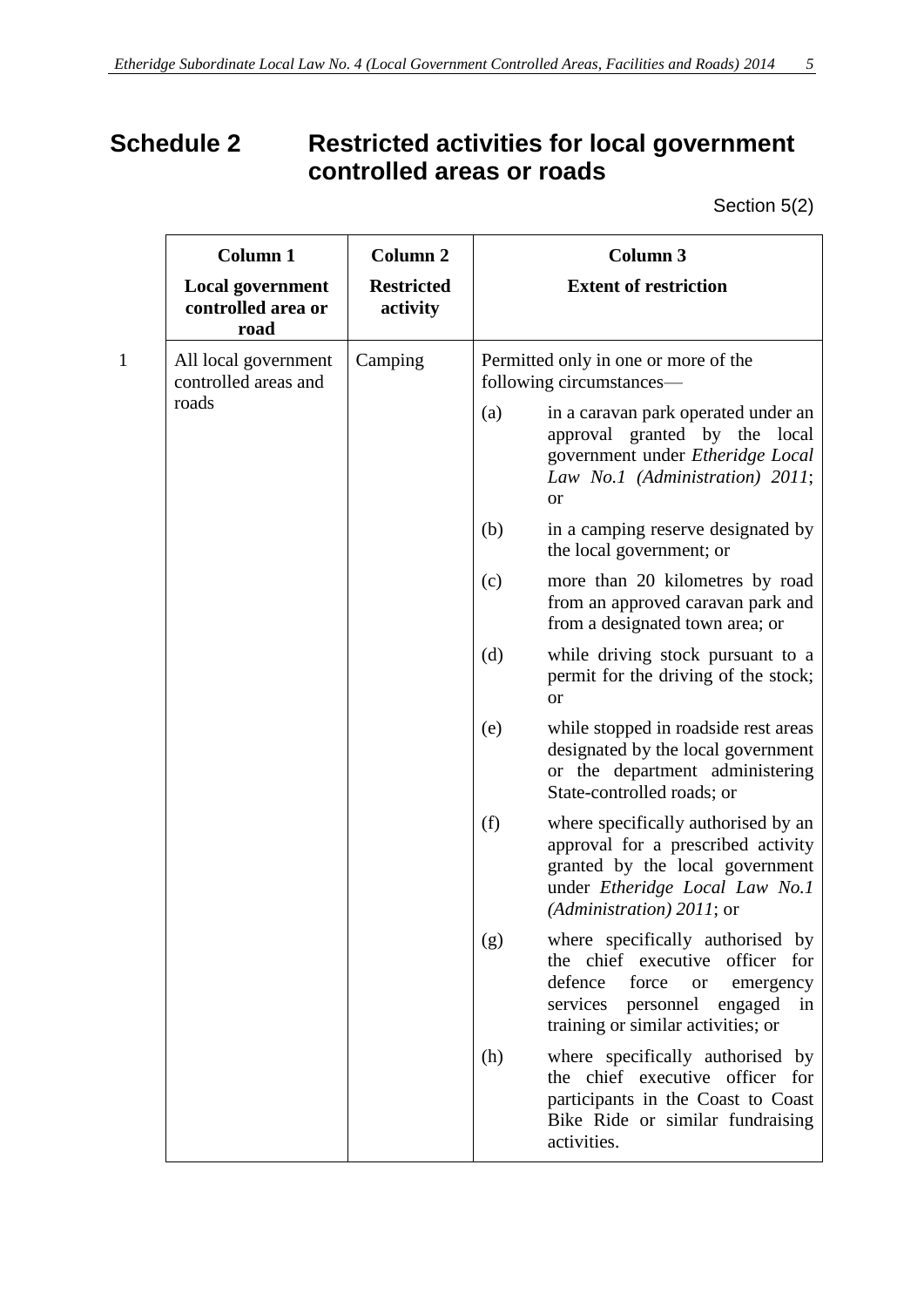# Schedule 2 Restricted activities for local government controlled areas or roads

Section 5(2)

| | Column 1<br>**Local government controlled area or road** | Column 2<br>**Restricted activity** | Column 3<br>**Extent of restriction** |
|---|---|---|---|
| 1 | All local government controlled areas and roads | Camping | Permitted only in one or more of the following circumstances—<br>(a) in a caravan park operated under an approval granted by the local government under *Etheridge Local Law No.1 (Administration) 2011*; or<br>(b) in a camping reserve designated by the local government; or<br>(c) more than 20 kilometres by road from an approved caravan park and from a designated town area; or<br>(d) while driving stock pursuant to a permit for the driving of the stock; or<br>(e) while stopped in roadside rest areas designated by the local government or the department administering State-controlled roads; or<br>(f) where specifically authorised by an approval for a prescribed activity granted by the local government under *Etheridge Local Law No.1 (Administration) 2011*; or<br>(g) where specifically authorised by the chief executive officer for defence force or emergency services personnel engaged in training or similar activities; or<br>(h) where specifically authorised by the chief executive officer for participants in the Coast to Coast Bike Ride or similar fundraising activities. |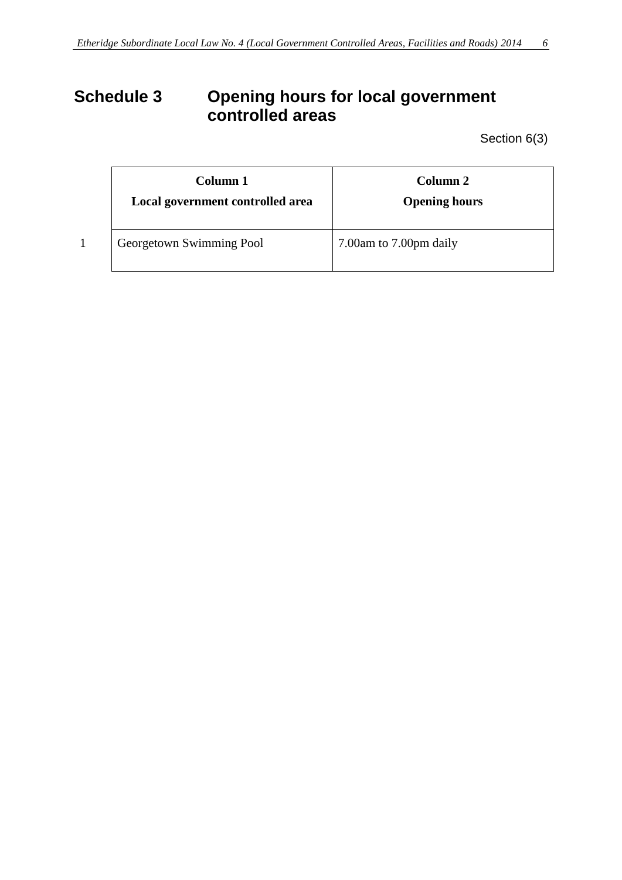# Schedule 3 Opening hours for local government controlled areas

Section 6(3)

| | Column 1<br>Local government controlled area | Column 2<br>Opening hours |
|---|---|---|
| 1 | Georgetown Swimming Pool | 7.00am to 7.00pm daily |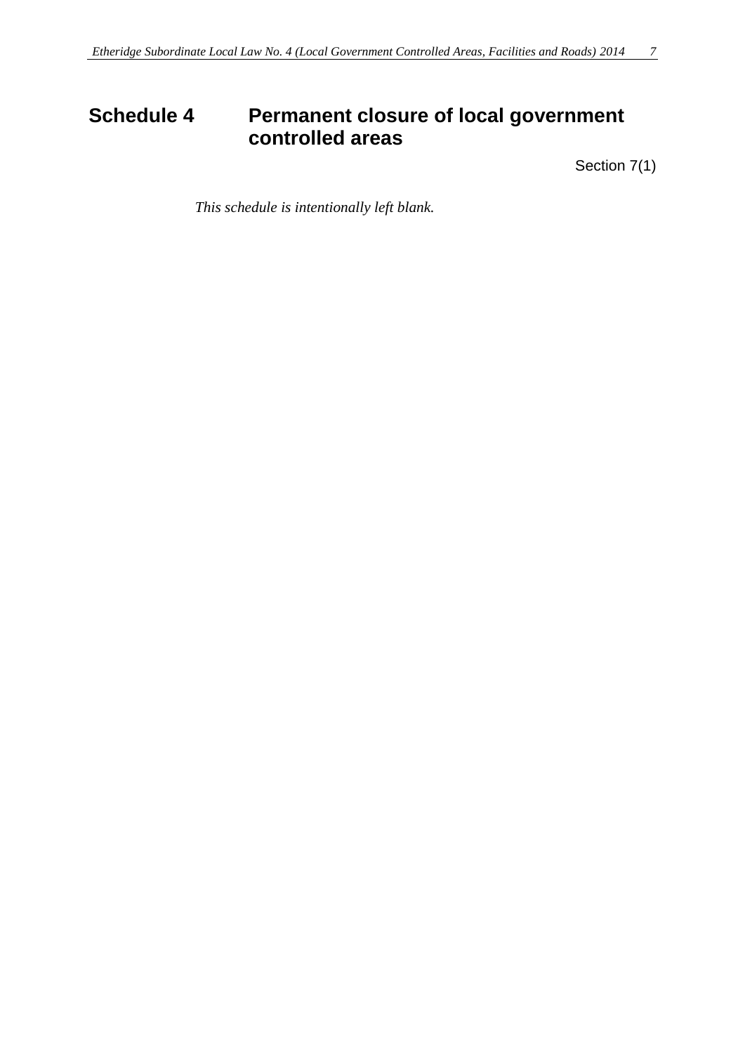# Schedule 4 Permanent closure of local government controlled areas

Section 7(1)

*This schedule is intentionally left blank.*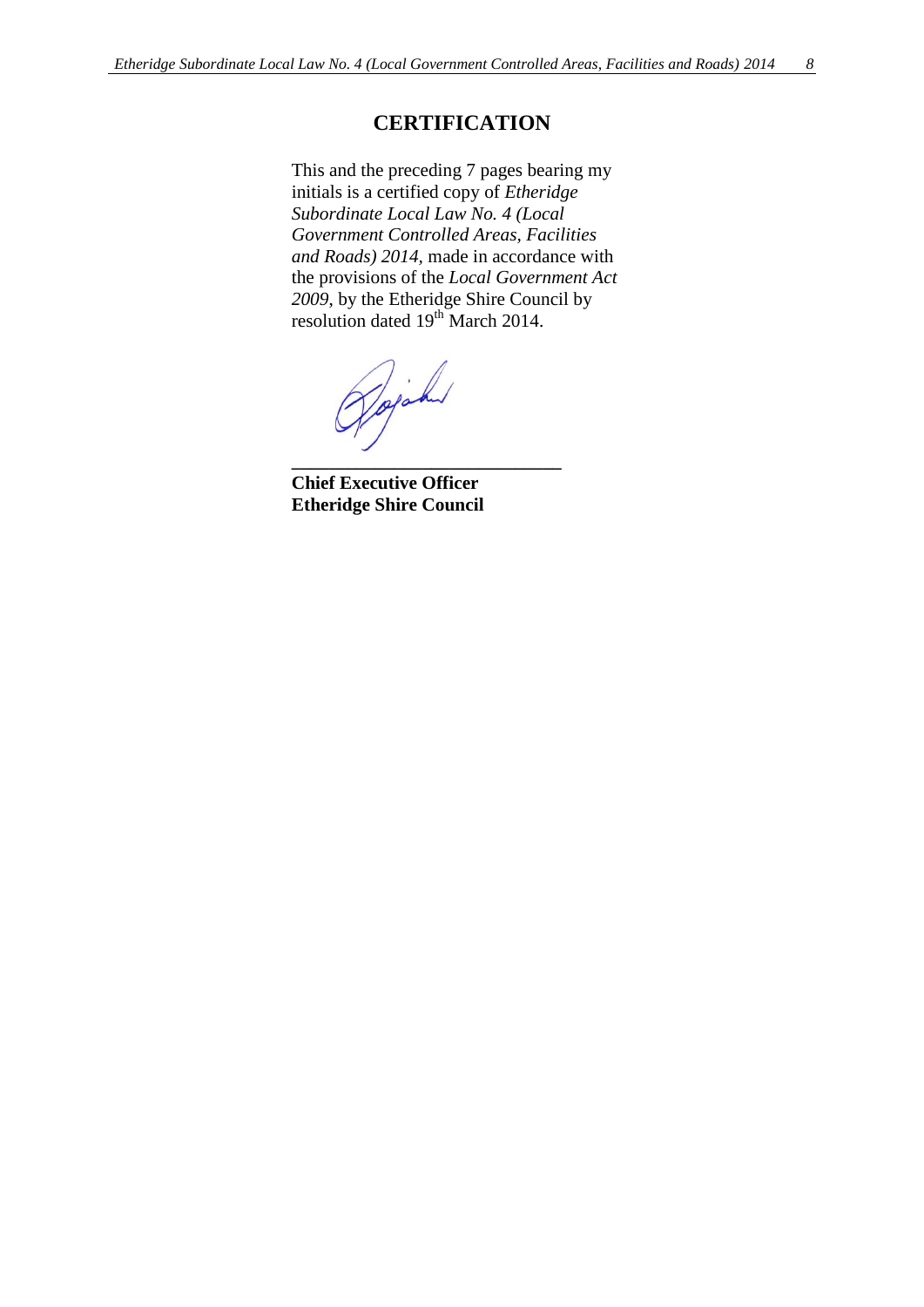# CERTIFICATION

This and the preceding 7 pages bearing my initials is a certified copy of *Etheridge Subordinate Local Law No. 4 (Local Government Controlled Areas, Facilities and Roads) 2014*, made in accordance with the provisions of the *Local Government Act 2009*, by the Etheridge Shire Council by resolution dated 19th March 2014.

\_\_\_\_\_\_\_\_\_\_\_\_\_\_\_\_\_\_\_\_\_\_\_\_\_\_\_\_

**Chief Executive Officer**
**Etheridge Shire Council**